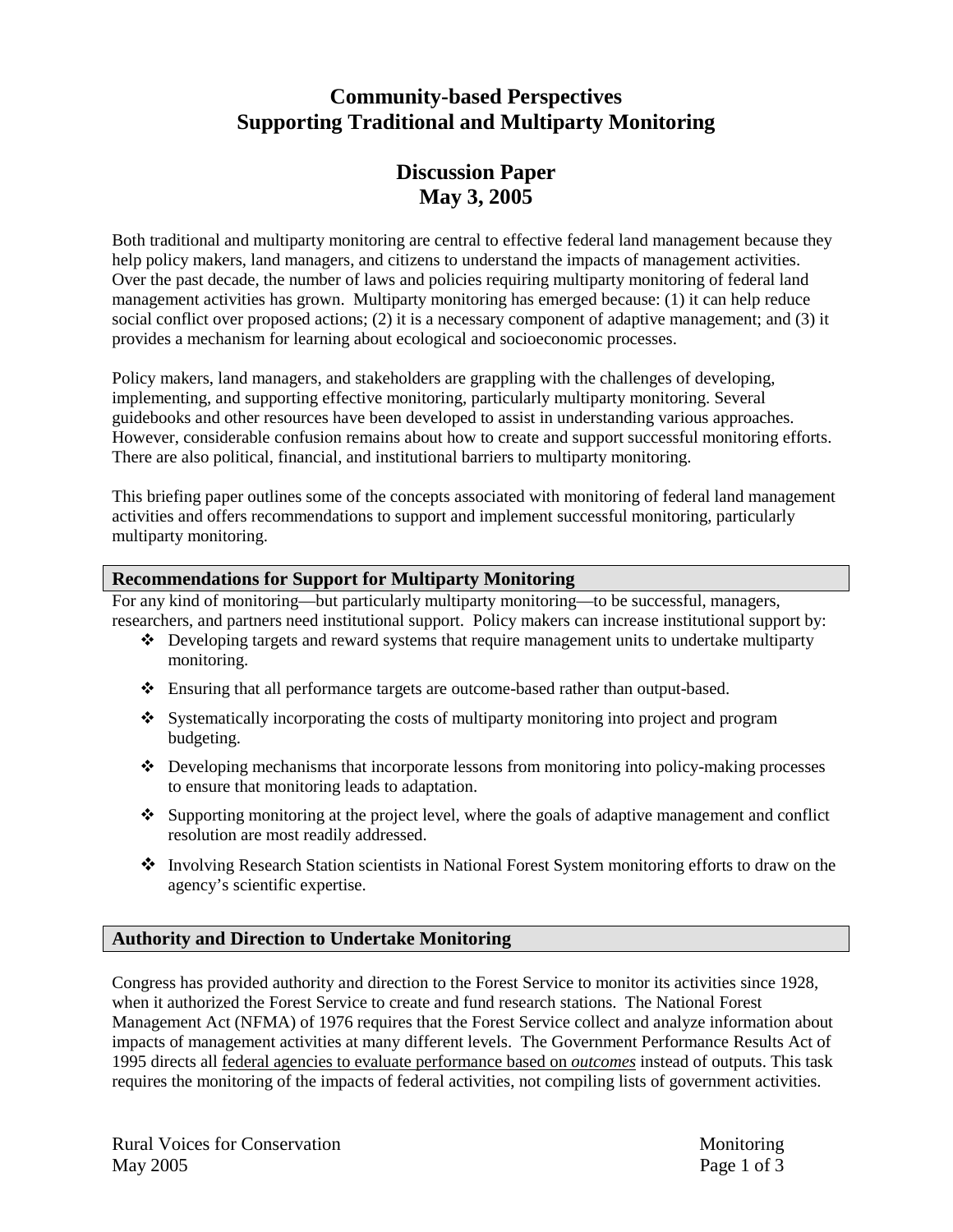# Community-based Perspectives Supporting Traditional and Multiparty Monitoring

## Discussion Paper May 3, 2005

Both traditional and multiparty monitoring are central to effective federal land management because they help policy makers, land managers, and citizens to understand the impacts of management activities. Over the past decade, the number of laws and policies requiring multiparty monitoring of federal land management activities has grown. Multiparty monitoring has emerged because: (1) it can help reduce social conflict over proposed actions; (2) it is a necessary component of adaptive management; and (3) it provides a mechanism for learning about ecological and socioeconomic processes.

Policy makers, land managers, and stakeholders are grappling with the challenges of developing, implementing, and supporting effective monitoring, particularly multiparty monitoring. Several guidebooks and other resources have been developed to assist in understanding various approaches. However, considerable confusion remains about how to create and support successful monitoring efforts. There are also political, financial, and institutional barriers to multiparty monitoring.

This briefing paper outlines some of the concepts associated with monitoring of federal land management activities and offers recommendations to support and implement successful monitoring, particularly multiparty monitoring.

### Recommendations for Support for Multiparty Monitoring

For any kind of monitoring—but particularly multiparty monitoring—to be successful, managers, researchers, and partners need institutional support. Policy makers can increase institutional support by:

- Developing targets and reward systems that require management units to undertake multiparty monitoring.
- Ensuring that all performance targets are outcome-based rather than output-based.
- Systematically incorporating the costs of multiparty monitoring into project and program budgeting.
- Developing mechanisms that incorporate lessons from monitoring into policy-making processes to ensure that monitoring leads to adaptation.
- Supporting monitoring at the project level, where the goals of adaptive management and conflict resolution are most readily addressed.
- Involving Research Station scientists in National Forest System monitoring efforts to draw on the agency's scientific expertise.

### Authority and Direction to Undertake Monitoring

Congress has provided authority and direction to the Forest Service to monitor its activities since 1928, when it authorized the Forest Service to create and fund research stations. The National Forest Management Act (NFMA) of 1976 requires that the Forest Service collect and analyze information about impacts of management activities at many different levels. The Government Performance Results Act of 1995 directs all federal agencies to evaluate performance based on *outcomes* instead of outputs. This task requires the monitoring of the impacts of federal activities, not compiling lists of government activities.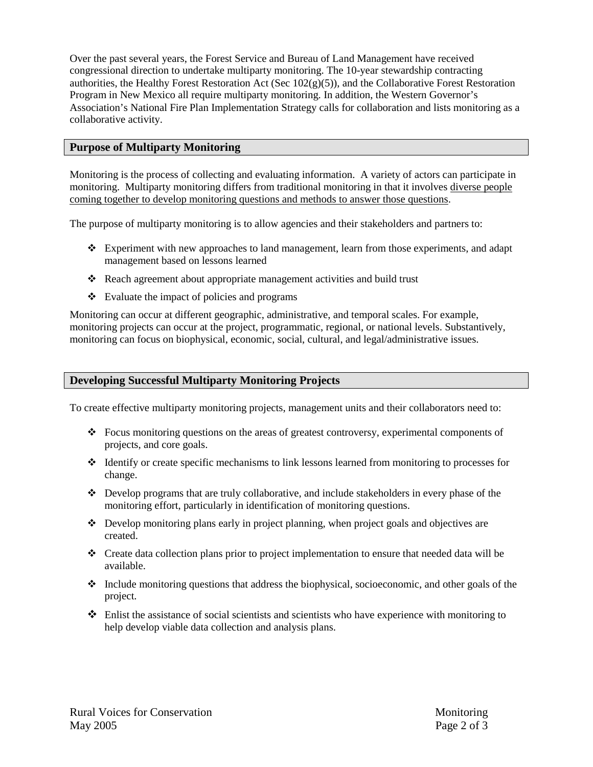Over the past several years, the Forest Service and Bureau of Land Management have received congressional direction to undertake multiparty monitoring. The 10-year stewardship contracting authorities, the Healthy Forest Restoration Act (Sec 102(g)(5)), and the Collaborative Forest Restoration Program in New Mexico all require multiparty monitoring. In addition, the Western Governor's Association's National Fire Plan Implementation Strategy calls for collaboration and lists monitoring as a collaborative activity.

## Purpose of Multiparty Monitoring

Monitoring is the process of collecting and evaluating information. A variety of actors can participate in monitoring. Multiparty monitoring differs from traditional monitoring in that it involves diverse people coming together to develop monitoring questions and methods to answer those questions.

The purpose of multiparty monitoring is to allow agencies and their stakeholders and partners to:

- Experiment with new approaches to land management, learn from those experiments, and adapt management based on lessons learned
- Reach agreement about appropriate management activities and build trust
- Evaluate the impact of policies and programs

Monitoring can occur at different geographic, administrative, and temporal scales. For example, monitoring projects can occur at the project, programmatic, regional, or national levels. Substantively, monitoring can focus on biophysical, economic, social, cultural, and legal/administrative issues.

## Developing Successful Multiparty Monitoring Projects

To create effective multiparty monitoring projects, management units and their collaborators need to:

- Focus monitoring questions on the areas of greatest controversy, experimental components of projects, and core goals.
- Identify or create specific mechanisms to link lessons learned from monitoring to processes for change.
- Develop programs that are truly collaborative, and include stakeholders in every phase of the monitoring effort, particularly in identification of monitoring questions.
- Develop monitoring plans early in project planning, when project goals and objectives are created.
- Create data collection plans prior to project implementation to ensure that needed data will be available.
- Include monitoring questions that address the biophysical, socioeconomic, and other goals of the project.
- Enlist the assistance of social scientists and scientists who have experience with monitoring to help develop viable data collection and analysis plans.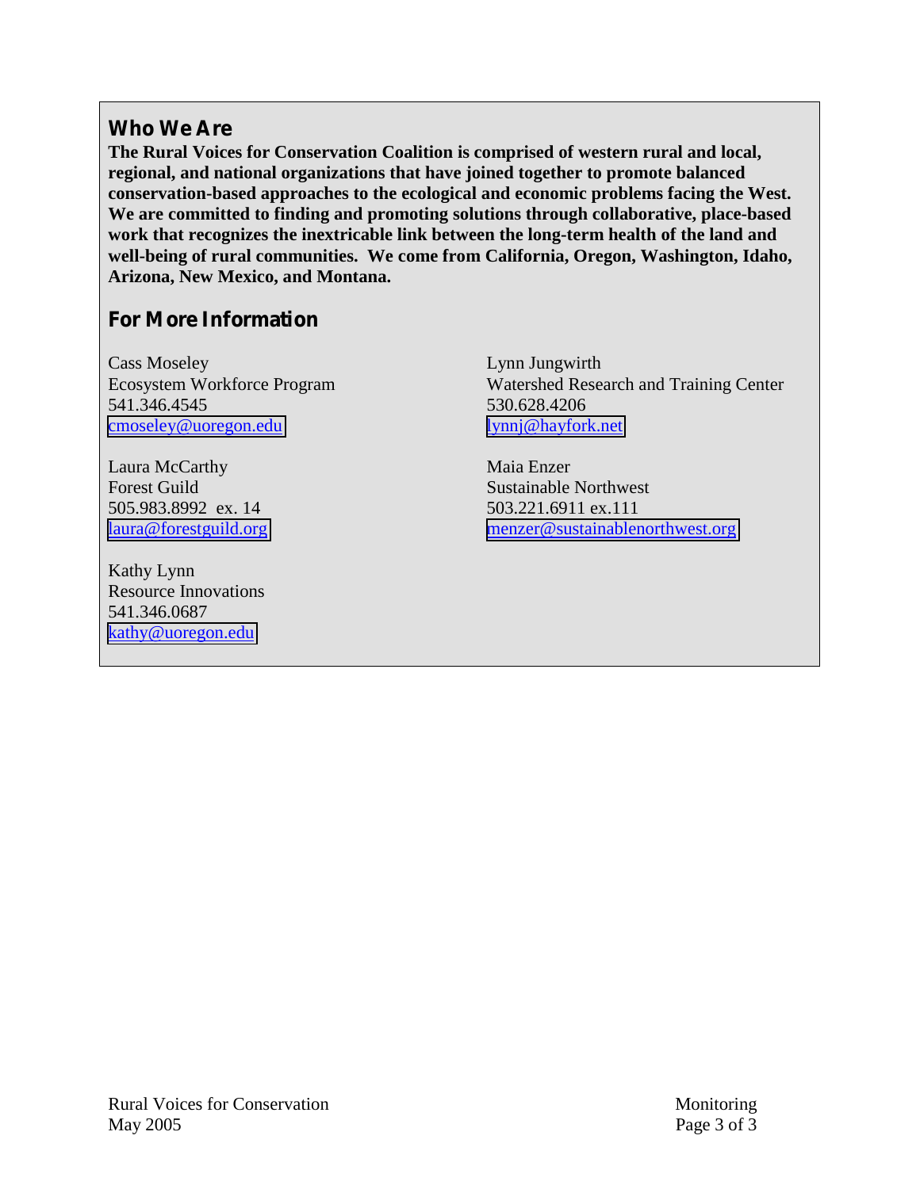## Who We Are

**The Rural Voices for Conservation Coalition is comprised of western rural and local, regional, and national organizations that have joined together to promote balanced conservation-based approaches to the ecological and economic problems facing the West. We are committed to finding and promoting solutions through collaborative, place-based work that recognizes the inextricable link between the long-term health of the land and well-being of rural communities. We come from California, Oregon, Washington, Idaho, Arizona, New Mexico, and Montana.**

## For More Information

Cass Moseley
Ecosystem Workforce Program
541.346.4545
cmoseley@uoregon.edu

Laura McCarthy
Forest Guild
505.983.8992 ex. 14
laura@forestguild.org

Kathy Lynn
Resource Innovations
541.346.0687
kathy@uoregon.edu

Lynn Jungwirth
Watershed Research and Training Center
530.628.4206
lynnj@hayfork.net

Maia Enzer
Sustainable Northwest
503.221.6911 ex.111
menzer@sustainablenorthwest.org